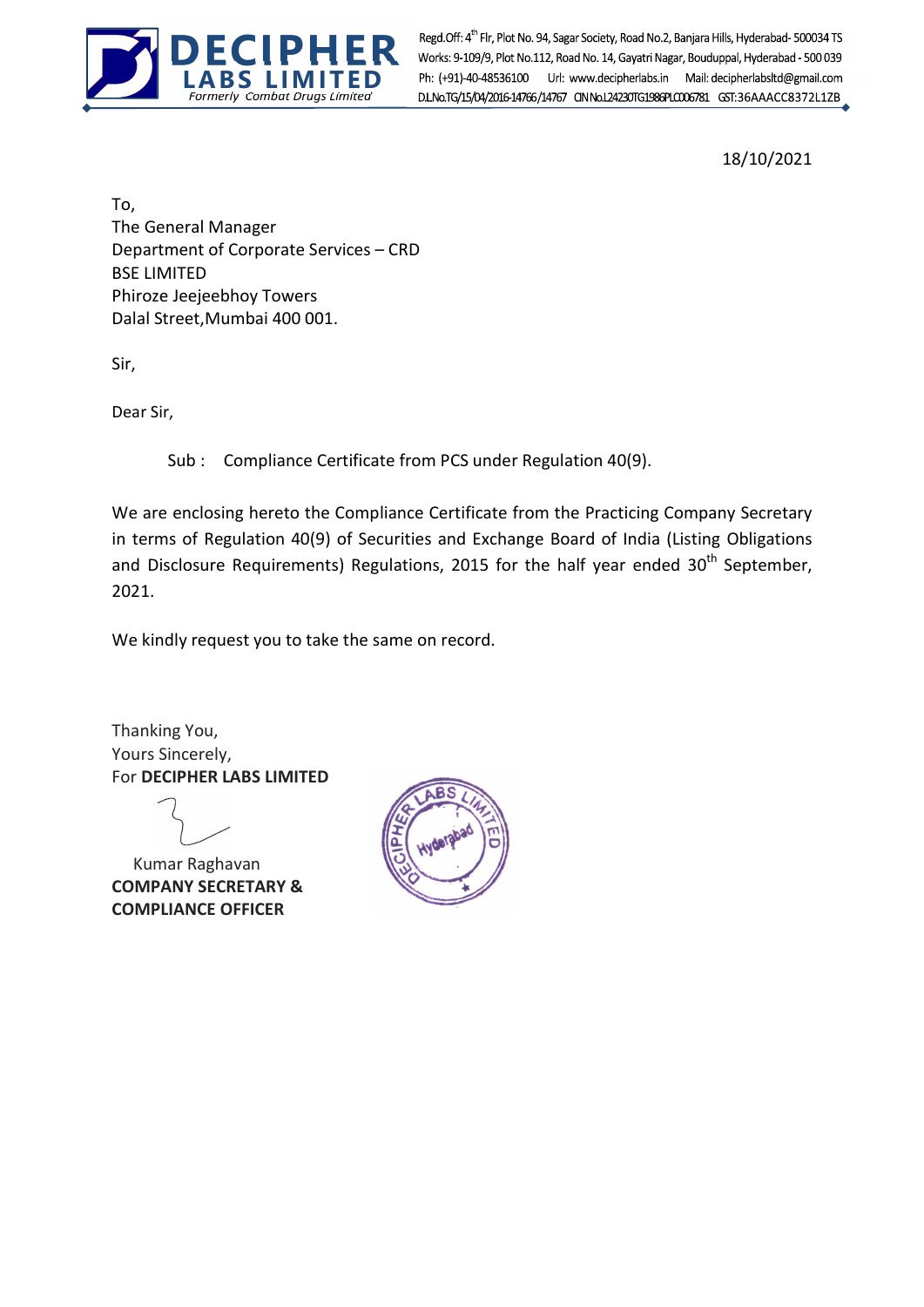**DECIPHER LABS LIMITED**
*Formerly Combat Drugs Limited*

Regd.Off: 4th Flr, Plot No. 94, Sagar Society, Road No.2, Banjara Hills, Hyderabad- 500034 TS
Works: 9-109/9, Plot No.112, Road No. 14, Gayatri Nagar, Bouduppal, Hyderabad - 500 039
Ph: (+91)-40-48536100 Url: www.decipherlabs.in Mail: decipherlabsltd@gmail.com
D.L.No.TG/15/04/2016-14766/14767 CIN No.L24230TG1986PLC006781 GST:36AAACC8372L1ZB

18/10/2021

To,
The General Manager
Department of Corporate Services – CRD
BSE LIMITED
Phiroze Jeejeebhoy Towers
Dalal Street,Mumbai 400 001.

Sir,

Dear Sir,

Sub : Compliance Certificate from PCS under Regulation 40(9).

We are enclosing hereto the Compliance Certificate from the Practicing Company Secretary in terms of Regulation 40(9) of Securities and Exchange Board of India (Listing Obligations and Disclosure Requirements) Regulations, 2015 for the half year ended 30th September, 2021.

We kindly request you to take the same on record.

Thanking You,
Yours Sincerely,
For **DECIPHER LABS LIMITED**

Kumar Raghavan
**COMPANY SECRETARY &**
**COMPLIANCE OFFICER**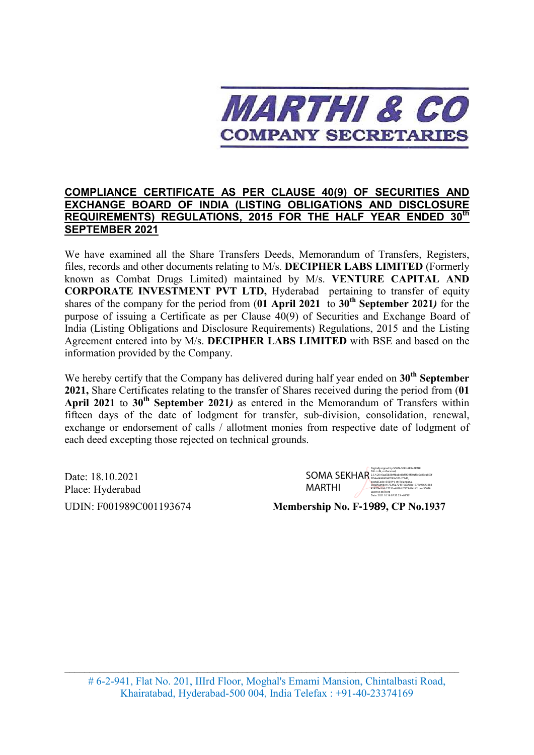# MARTHI & CO
## COMPANY SECRETARIES

**COMPLIANCE CERTIFICATE AS PER CLAUSE 40(9) OF SECURITIES AND EXCHANGE BOARD OF INDIA (LISTING OBLIGATIONS AND DISCLOSURE REQUIREMENTS) REGULATIONS, 2015 FOR THE HALF YEAR ENDED 30th SEPTEMBER 2021**

We have examined all the Share Transfers Deeds, Memorandum of Transfers, Registers, files, records and other documents relating to M/s. **DECIPHER LABS LIMITED** (Formerly known as Combat Drugs Limited) maintained by M/s. **VENTURE CAPITAL AND CORPORATE INVESTMENT PVT LTD,** Hyderabad pertaining to transfer of equity shares of the company for the period from (**01 April 2021** to **30th September 2021***)* for the purpose of issuing a Certificate as per Clause 40(9) of Securities and Exchange Board of India (Listing Obligations and Disclosure Requirements) Regulations, 2015 and the Listing Agreement entered into by M/s. **DECIPHER LABS LIMITED** with BSE and based on the information provided by the Company.

We hereby certify that the Company has delivered during half year ended on **30th September 2021,** Share Certificates relating to the transfer of Shares received during the period from (**01 April 2021** to **30th September 2021***)* as entered in the Memorandum of Transfers within fifteen days of the date of lodgment for transfer, sub-division, consolidation, renewal, exchange or endorsement of calls / allotment monies from respective date of lodgment of each deed excepting those rejected on technical grounds.

Date: 18.10.2021
Place: Hyderabad
UDIN: F001989C001193674

SOMA SEKHAR MARTHI

**Membership No. F-1989, CP No.1937**

# 6-2-941, Flat No. 201, IIIrd Floor, Moghal's Emami Mansion, Chintalbasti Road, Khairatabad, Hyderabad-500 004, India Telefax : +91-40-23374169